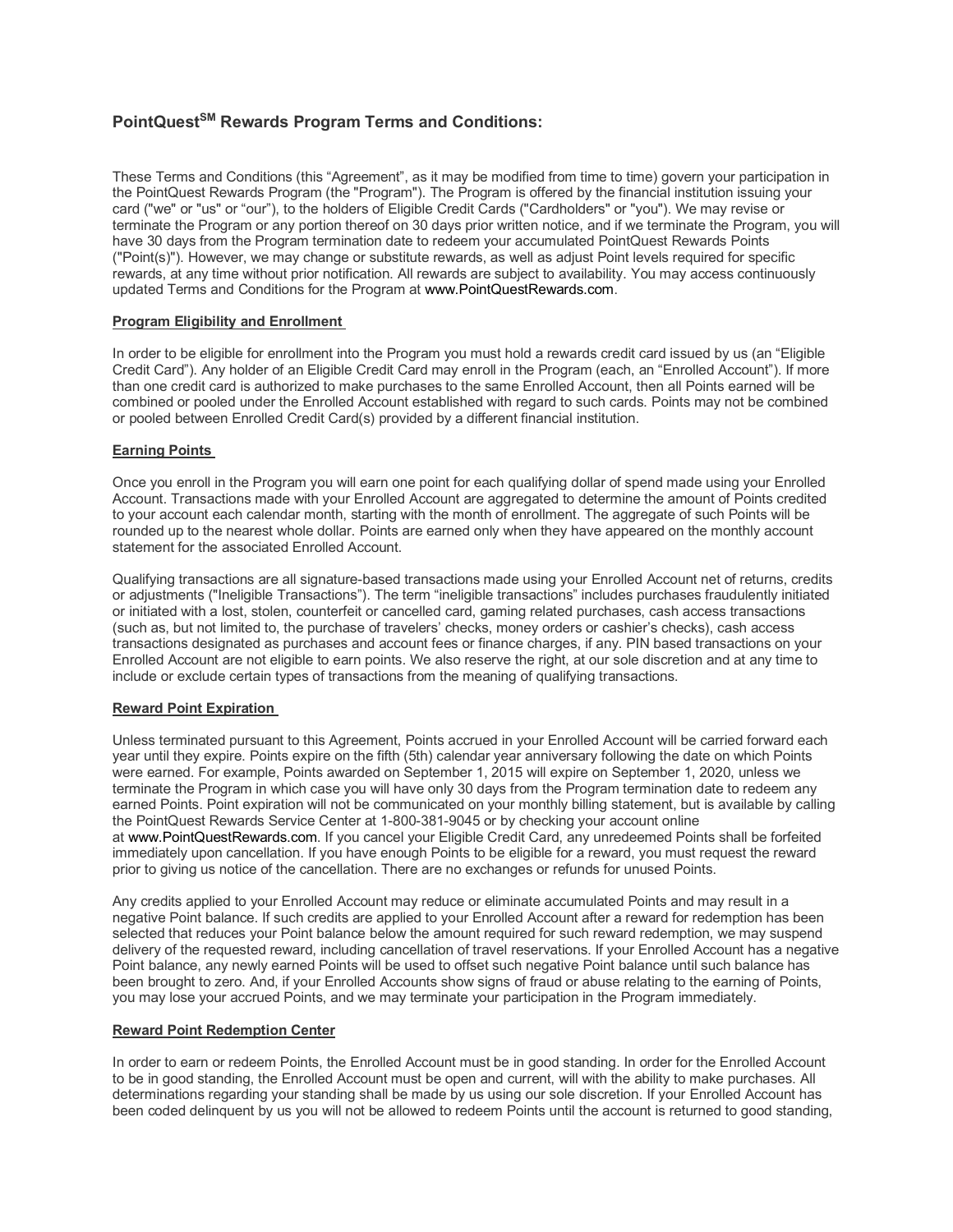# PointQuest[SM] Rewards Program Terms and Conditions:

These Terms and Conditions (this "Agreement", as it may be modified from time to time) govern your participation in the PointQuest Rewards Program (the "Program"). The Program is offered by the financial institution issuing your card ("we" or "us" or "our"), to the holders of Eligible Credit Cards ("Cardholders" or "you"). We may revise or terminate the Program or any portion thereof on 30 days prior written notice, and if we terminate the Program, you will have 30 days from the Program termination date to redeem your accumulated PointQuest Rewards Points ("Point(s)"). However, we may change or substitute rewards, as well as adjust Point levels required for specific rewards, at any time without prior notification. All rewards are subject to availability. You may access continuously updated Terms and Conditions for the Program at www.PointQuestRewards.com.

## Program Eligibility and Enrollment

In order to be eligible for enrollment into the Program you must hold a rewards credit card issued by us (an "Eligible Credit Card"). Any holder of an Eligible Credit Card may enroll in the Program (each, an "Enrolled Account"). If more than one credit card is authorized to make purchases to the same Enrolled Account, then all Points earned will be combined or pooled under the Enrolled Account established with regard to such cards. Points may not be combined or pooled between Enrolled Credit Card(s) provided by a different financial institution.

## Earning Points

Once you enroll in the Program you will earn one point for each qualifying dollar of spend made using your Enrolled Account. Transactions made with your Enrolled Account are aggregated to determine the amount of Points credited to your account each calendar month, starting with the month of enrollment. The aggregate of such Points will be rounded up to the nearest whole dollar. Points are earned only when they have appeared on the monthly account statement for the associated Enrolled Account.

Qualifying transactions are all signature-based transactions made using your Enrolled Account net of returns, credits or adjustments ("Ineligible Transactions"). The term "ineligible transactions" includes purchases fraudulently initiated or initiated with a lost, stolen, counterfeit or cancelled card, gaming related purchases, cash access transactions (such as, but not limited to, the purchase of travelers' checks, money orders or cashier's checks), cash access transactions designated as purchases and account fees or finance charges, if any. PIN based transactions on your Enrolled Account are not eligible to earn points. We also reserve the right, at our sole discretion and at any time to include or exclude certain types of transactions from the meaning of qualifying transactions.

## Reward Point Expiration

Unless terminated pursuant to this Agreement, Points accrued in your Enrolled Account will be carried forward each year until they expire. Points expire on the fifth (5th) calendar year anniversary following the date on which Points were earned. For example, Points awarded on September 1, 2015 will expire on September 1, 2020, unless we terminate the Program in which case you will have only 30 days from the Program termination date to redeem any earned Points. Point expiration will not be communicated on your monthly billing statement, but is available by calling the PointQuest Rewards Service Center at 1-800-381-9045 or by checking your account online at www.PointQuestRewards.com. If you cancel your Eligible Credit Card, any unredeemed Points shall be forfeited immediately upon cancellation. If you have enough Points to be eligible for a reward, you must request the reward prior to giving us notice of the cancellation. There are no exchanges or refunds for unused Points.

Any credits applied to your Enrolled Account may reduce or eliminate accumulated Points and may result in a negative Point balance. If such credits are applied to your Enrolled Account after a reward for redemption has been selected that reduces your Point balance below the amount required for such reward redemption, we may suspend delivery of the requested reward, including cancellation of travel reservations. If your Enrolled Account has a negative Point balance, any newly earned Points will be used to offset such negative Point balance until such balance has been brought to zero. And, if your Enrolled Accounts show signs of fraud or abuse relating to the earning of Points, you may lose your accrued Points, and we may terminate your participation in the Program immediately.

## Reward Point Redemption Center

In order to earn or redeem Points, the Enrolled Account must be in good standing. In order for the Enrolled Account to be in good standing, the Enrolled Account must be open and current, will with the ability to make purchases. All determinations regarding your standing shall be made by us using our sole discretion. If your Enrolled Account has been coded delinquent by us you will not be allowed to redeem Points until the account is returned to good standing,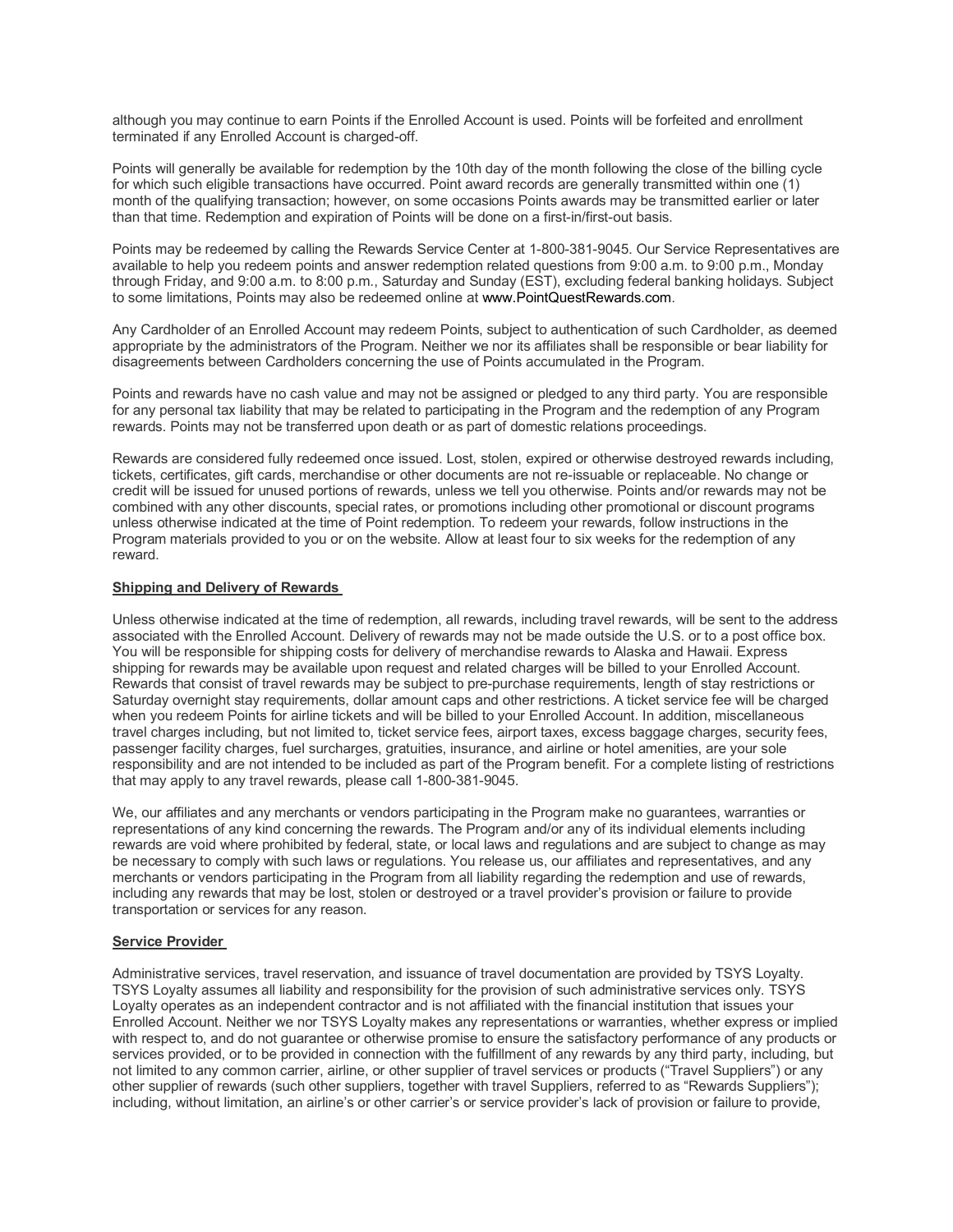although you may continue to earn Points if the Enrolled Account is used. Points will be forfeited and enrollment terminated if any Enrolled Account is charged-off.

Points will generally be available for redemption by the 10th day of the month following the close of the billing cycle for which such eligible transactions have occurred. Point award records are generally transmitted within one (1) month of the qualifying transaction; however, on some occasions Points awards may be transmitted earlier or later than that time. Redemption and expiration of Points will be done on a first-in/first-out basis.

Points may be redeemed by calling the Rewards Service Center at 1-800-381-9045. Our Service Representatives are available to help you redeem points and answer redemption related questions from 9:00 a.m. to 9:00 p.m., Monday through Friday, and 9:00 a.m. to 8:00 p.m., Saturday and Sunday (EST), excluding federal banking holidays. Subject to some limitations, Points may also be redeemed online at www.PointQuestRewards.com.

Any Cardholder of an Enrolled Account may redeem Points, subject to authentication of such Cardholder, as deemed appropriate by the administrators of the Program. Neither we nor its affiliates shall be responsible or bear liability for disagreements between Cardholders concerning the use of Points accumulated in the Program.

Points and rewards have no cash value and may not be assigned or pledged to any third party. You are responsible for any personal tax liability that may be related to participating in the Program and the redemption of any Program rewards. Points may not be transferred upon death or as part of domestic relations proceedings.

Rewards are considered fully redeemed once issued. Lost, stolen, expired or otherwise destroyed rewards including, tickets, certificates, gift cards, merchandise or other documents are not re-issuable or replaceable. No change or credit will be issued for unused portions of rewards, unless we tell you otherwise. Points and/or rewards may not be combined with any other discounts, special rates, or promotions including other promotional or discount programs unless otherwise indicated at the time of Point redemption. To redeem your rewards, follow instructions in the Program materials provided to you or on the website. Allow at least four to six weeks for the redemption of any reward.

**Shipping and Delivery of Rewards**

Unless otherwise indicated at the time of redemption, all rewards, including travel rewards, will be sent to the address associated with the Enrolled Account. Delivery of rewards may not be made outside the U.S. or to a post office box. You will be responsible for shipping costs for delivery of merchandise rewards to Alaska and Hawaii. Express shipping for rewards may be available upon request and related charges will be billed to your Enrolled Account. Rewards that consist of travel rewards may be subject to pre-purchase requirements, length of stay restrictions or Saturday overnight stay requirements, dollar amount caps and other restrictions. A ticket service fee will be charged when you redeem Points for airline tickets and will be billed to your Enrolled Account. In addition, miscellaneous travel charges including, but not limited to, ticket service fees, airport taxes, excess baggage charges, security fees, passenger facility charges, fuel surcharges, gratuities, insurance, and airline or hotel amenities, are your sole responsibility and are not intended to be included as part of the Program benefit. For a complete listing of restrictions that may apply to any travel rewards, please call 1-800-381-9045.

We, our affiliates and any merchants or vendors participating in the Program make no guarantees, warranties or representations of any kind concerning the rewards. The Program and/or any of its individual elements including rewards are void where prohibited by federal, state, or local laws and regulations and are subject to change as may be necessary to comply with such laws or regulations. You release us, our affiliates and representatives, and any merchants or vendors participating in the Program from all liability regarding the redemption and use of rewards, including any rewards that may be lost, stolen or destroyed or a travel provider's provision or failure to provide transportation or services for any reason.

**Service Provider**

Administrative services, travel reservation, and issuance of travel documentation are provided by TSYS Loyalty. TSYS Loyalty assumes all liability and responsibility for the provision of such administrative services only. TSYS Loyalty operates as an independent contractor and is not affiliated with the financial institution that issues your Enrolled Account. Neither we nor TSYS Loyalty makes any representations or warranties, whether express or implied with respect to, and do not guarantee or otherwise promise to ensure the satisfactory performance of any products or services provided, or to be provided in connection with the fulfillment of any rewards by any third party, including, but not limited to any common carrier, airline, or other supplier of travel services or products ("Travel Suppliers") or any other supplier of rewards (such other suppliers, together with travel Suppliers, referred to as "Rewards Suppliers"); including, without limitation, an airline's or other carrier's or service provider's lack of provision or failure to provide,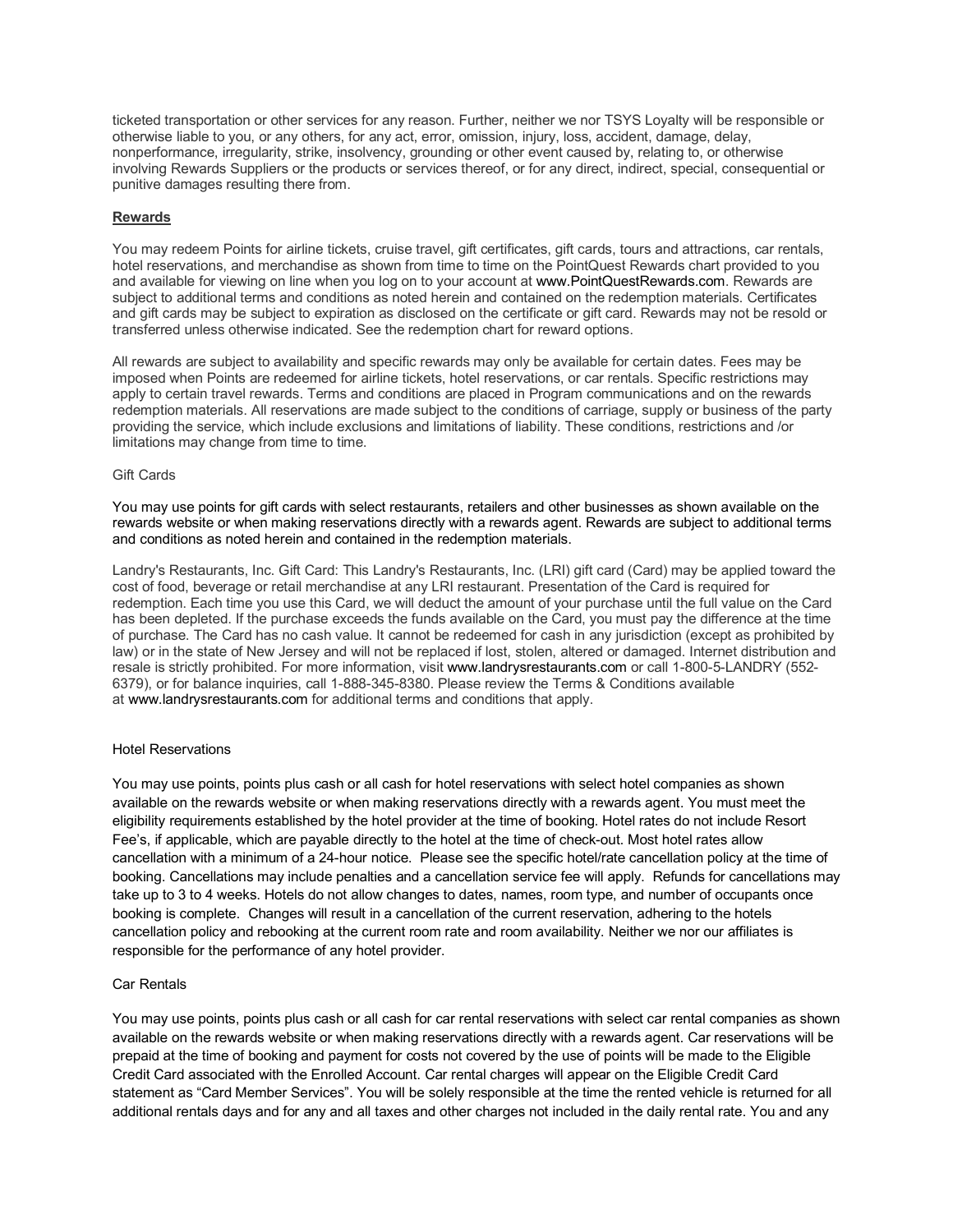ticketed transportation or other services for any reason. Further, neither we nor TSYS Loyalty will be responsible or otherwise liable to you, or any others, for any act, error, omission, injury, loss, accident, damage, delay, nonperformance, irregularity, strike, insolvency, grounding or other event caused by, relating to, or otherwise involving Rewards Suppliers or the products or services thereof, or for any direct, indirect, special, consequential or punitive damages resulting there from.

**Rewards**

You may redeem Points for airline tickets, cruise travel, gift certificates, gift cards, tours and attractions, car rentals, hotel reservations, and merchandise as shown from time to time on the PointQuest Rewards chart provided to you and available for viewing on line when you log on to your account at www.PointQuestRewards.com. Rewards are subject to additional terms and conditions as noted herein and contained on the redemption materials. Certificates and gift cards may be subject to expiration as disclosed on the certificate or gift card. Rewards may not be resold or transferred unless otherwise indicated. See the redemption chart for reward options.

All rewards are subject to availability and specific rewards may only be available for certain dates. Fees may be imposed when Points are redeemed for airline tickets, hotel reservations, or car rentals. Specific restrictions may apply to certain travel rewards. Terms and conditions are placed in Program communications and on the rewards redemption materials. All reservations are made subject to the conditions of carriage, supply or business of the party providing the service, which include exclusions and limitations of liability. These conditions, restrictions and /or limitations may change from time to time.

Gift Cards

You may use points for gift cards with select restaurants, retailers and other businesses as shown available on the rewards website or when making reservations directly with a rewards agent. Rewards are subject to additional terms and conditions as noted herein and contained in the redemption materials.

Landry's Restaurants, Inc. Gift Card: This Landry's Restaurants, Inc. (LRI) gift card (Card) may be applied toward the cost of food, beverage or retail merchandise at any LRI restaurant. Presentation of the Card is required for redemption. Each time you use this Card, we will deduct the amount of your purchase until the full value on the Card has been depleted. If the purchase exceeds the funds available on the Card, you must pay the difference at the time of purchase. The Card has no cash value. It cannot be redeemed for cash in any jurisdiction (except as prohibited by law) or in the state of New Jersey and will not be replaced if lost, stolen, altered or damaged. Internet distribution and resale is strictly prohibited. For more information, visit www.landrysrestaurants.com or call 1-800-5-LANDRY (552-6379), or for balance inquiries, call 1-888-345-8380. Please review the Terms & Conditions available at www.landrysrestaurants.com for additional terms and conditions that apply.

Hotel Reservations

You may use points, points plus cash or all cash for hotel reservations with select hotel companies as shown available on the rewards website or when making reservations directly with a rewards agent. You must meet the eligibility requirements established by the hotel provider at the time of booking. Hotel rates do not include Resort Fee's, if applicable, which are payable directly to the hotel at the time of check-out. Most hotel rates allow cancellation with a minimum of a 24-hour notice. Please see the specific hotel/rate cancellation policy at the time of booking. Cancellations may include penalties and a cancellation service fee will apply. Refunds for cancellations may take up to 3 to 4 weeks. Hotels do not allow changes to dates, names, room type, and number of occupants once booking is complete. Changes will result in a cancellation of the current reservation, adhering to the hotels cancellation policy and rebooking at the current room rate and room availability. Neither we nor our affiliates is responsible for the performance of any hotel provider.

Car Rentals

You may use points, points plus cash or all cash for car rental reservations with select car rental companies as shown available on the rewards website or when making reservations directly with a rewards agent. Car reservations will be prepaid at the time of booking and payment for costs not covered by the use of points will be made to the Eligible Credit Card associated with the Enrolled Account. Car rental charges will appear on the Eligible Credit Card statement as "Card Member Services". You will be solely responsible at the time the rented vehicle is returned for all additional rentals days and for any and all taxes and other charges not included in the daily rental rate. You and any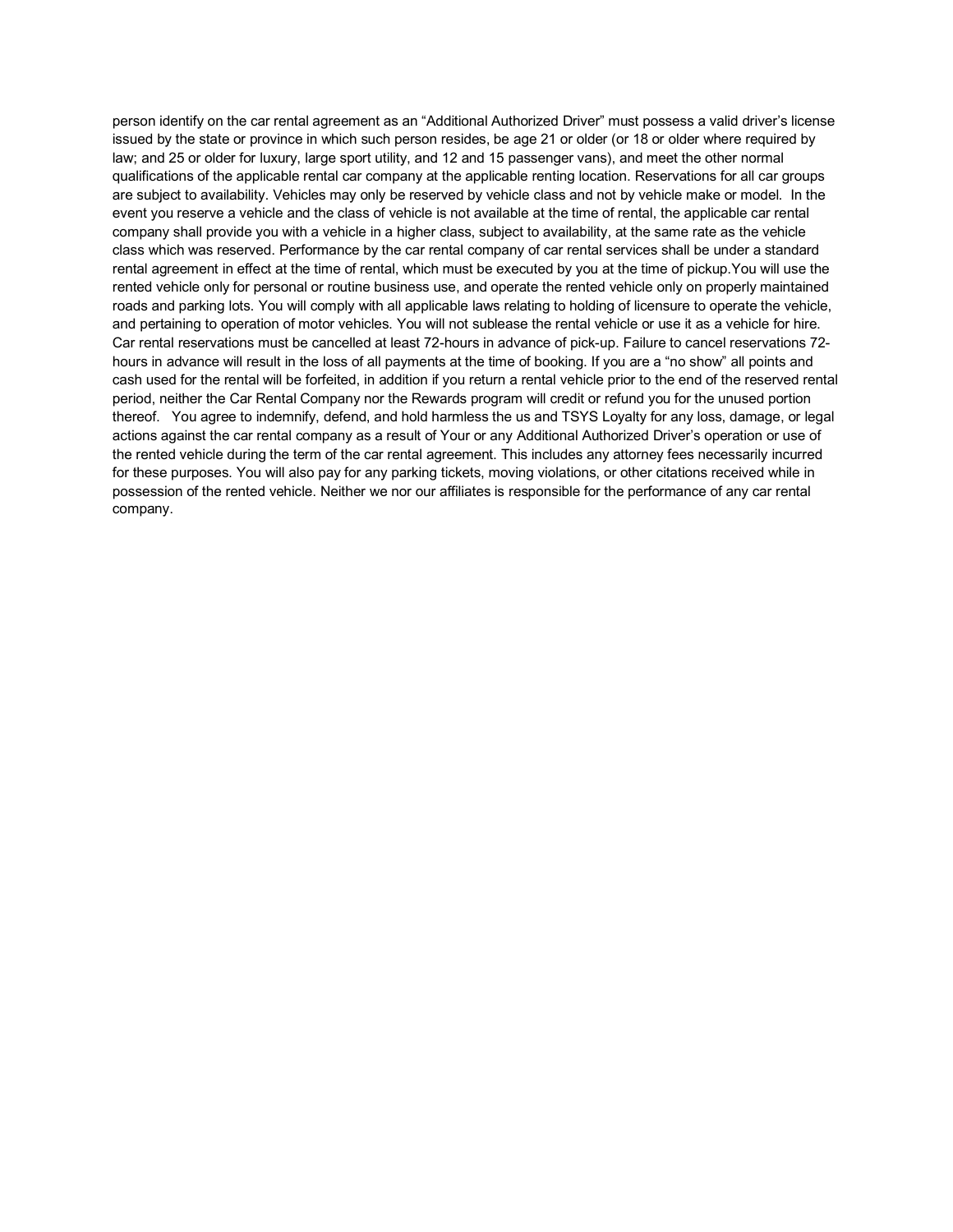person identify on the car rental agreement as an "Additional Authorized Driver" must possess a valid driver's license issued by the state or province in which such person resides, be age 21 or older (or 18 or older where required by law; and 25 or older for luxury, large sport utility, and 12 and 15 passenger vans), and meet the other normal qualifications of the applicable rental car company at the applicable renting location. Reservations for all car groups are subject to availability. Vehicles may only be reserved by vehicle class and not by vehicle make or model. In the event you reserve a vehicle and the class of vehicle is not available at the time of rental, the applicable car rental company shall provide you with a vehicle in a higher class, subject to availability, at the same rate as the vehicle class which was reserved. Performance by the car rental company of car rental services shall be under a standard rental agreement in effect at the time of rental, which must be executed by you at the time of pickup.You will use the rented vehicle only for personal or routine business use, and operate the rented vehicle only on properly maintained roads and parking lots. You will comply with all applicable laws relating to holding of licensure to operate the vehicle, and pertaining to operation of motor vehicles. You will not sublease the rental vehicle or use it as a vehicle for hire. Car rental reservations must be cancelled at least 72-hours in advance of pick-up. Failure to cancel reservations 72-hours in advance will result in the loss of all payments at the time of booking. If you are a "no show" all points and cash used for the rental will be forfeited, in addition if you return a rental vehicle prior to the end of the reserved rental period, neither the Car Rental Company nor the Rewards program will credit or refund you for the unused portion thereof. You agree to indemnify, defend, and hold harmless the us and TSYS Loyalty for any loss, damage, or legal actions against the car rental company as a result of Your or any Additional Authorized Driver's operation or use of the rented vehicle during the term of the car rental agreement. This includes any attorney fees necessarily incurred for these purposes. You will also pay for any parking tickets, moving violations, or other citations received while in possession of the rented vehicle. Neither we nor our affiliates is responsible for the performance of any car rental company.